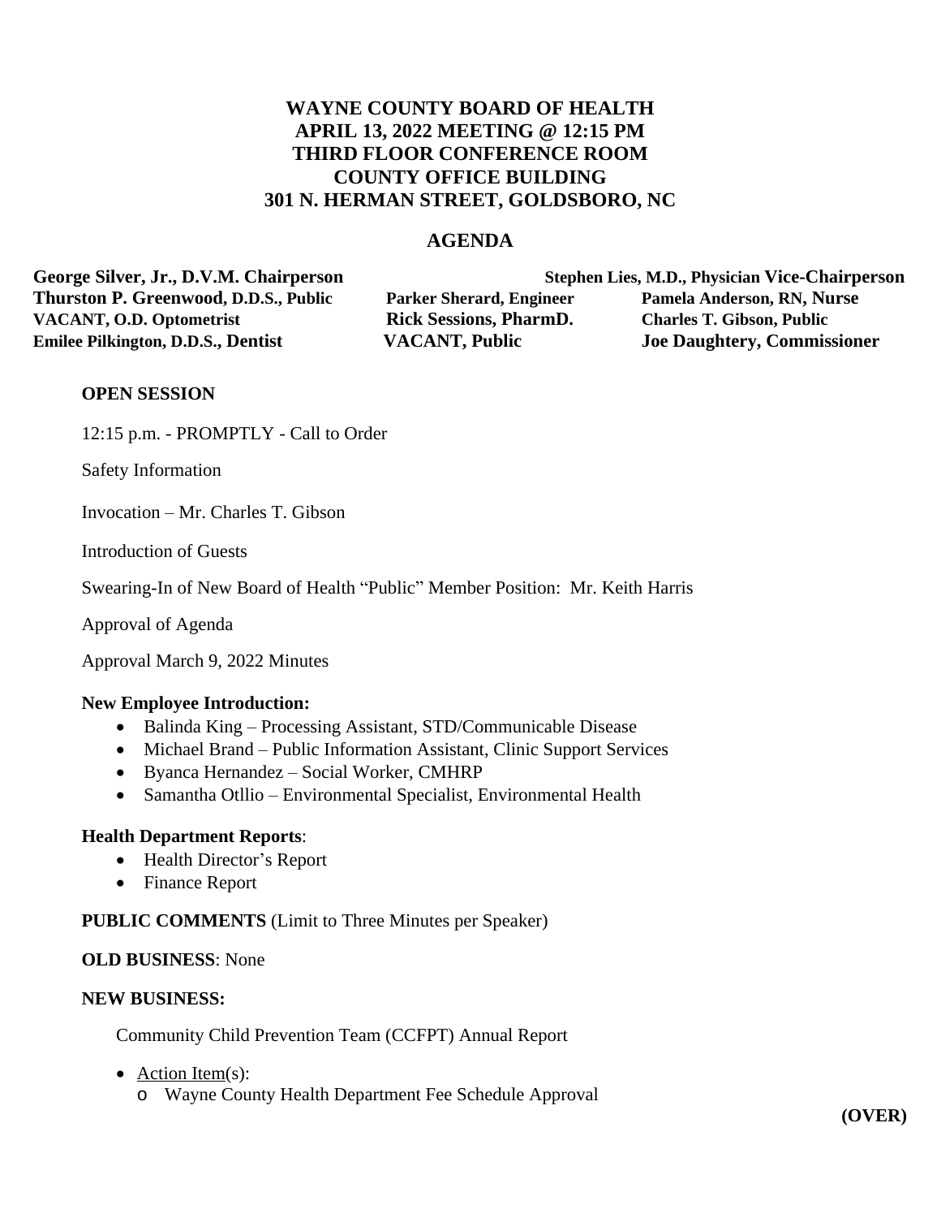# WAYNE COUNTY BOARD OF HEALTH
## APRIL 13, 2022 MEETING @ 12:15 PM
## THIRD FLOOR CONFERENCE ROOM
## COUNTY OFFICE BUILDING
## 301 N. HERMAN STREET, GOLDSBORO, NC

## AGENDA

**George Silver, Jr., D.V.M. Chairperson**
**Stephen Lies, M.D., Physician Vice-Chairperson**
**Thurston P. Greenwood, D.D.S., Public**
**Parker Sherard, Engineer**
**Pamela Anderson, RN, Nurse**
**VACANT, O.D. Optometrist**
**Rick Sessions, PharmD.**
**Charles T. Gibson, Public**
**Emilee Pilkington, D.D.S., Dentist**
**VACANT, Public**
**Joe Daughtery, Commissioner**

**OPEN SESSION**

12:15 p.m. - PROMPTLY - Call to Order

Safety Information

Invocation – Mr. Charles T. Gibson

Introduction of Guests

Swearing-In of New Board of Health "Public" Member Position: Mr. Keith Harris

Approval of Agenda

Approval March 9, 2022 Minutes

**New Employee Introduction:**

- Balinda King – Processing Assistant, STD/Communicable Disease
- Michael Brand – Public Information Assistant, Clinic Support Services
- Byanca Hernandez – Social Worker, CMHRP
- Samantha Otllio – Environmental Specialist, Environmental Health

**Health Department Reports**:

- Health Director's Report
- Finance Report

**PUBLIC COMMENTS** (Limit to Three Minutes per Speaker)

**OLD BUSINESS**: None

**NEW BUSINESS:**

Community Child Prevention Team (CCFPT) Annual Report

- Action Item(s):
  - Wayne County Health Department Fee Schedule Approval

**(OVER)**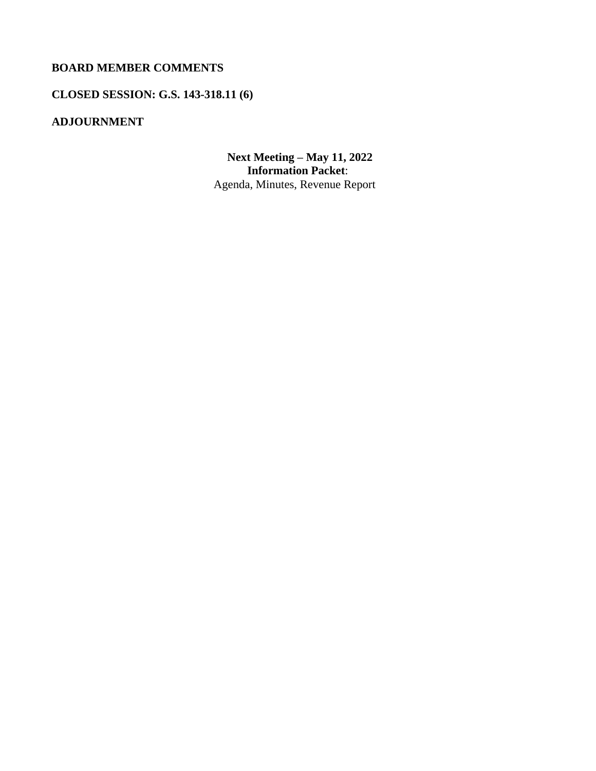**BOARD MEMBER COMMENTS**

**CLOSED SESSION: G.S. 143-318.11 (6)**

**ADJOURNMENT**

**Next Meeting – May 11, 2022**
**Information Packet**:
Agenda, Minutes, Revenue Report